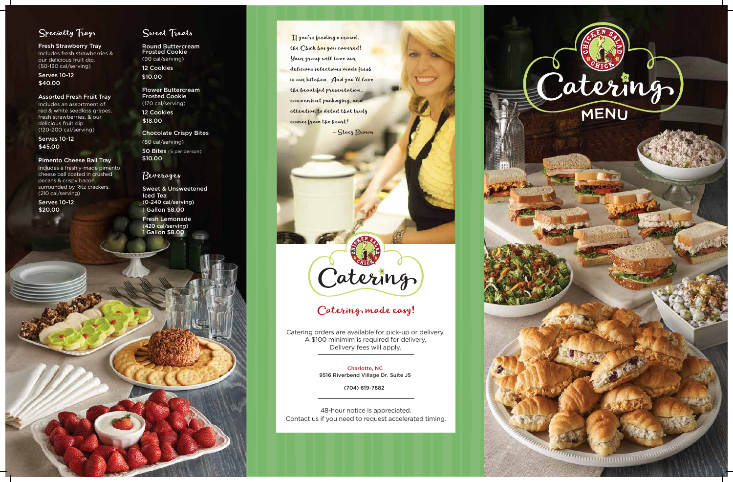## Specialty Trays

**Fresh Strawberry Tray**
Includes fresh strawberries & our delicious fruit dip.
(50-130 cal/serving)

Serves 10-12
$40.00

**Assorted Fresh Fruit Tray**
Includes an assortment of red & white seedless grapes, fresh strawberries, & our delicious fruit dip.
(120-200 cal/serving)

Serves 10-12
$45.00

**Pimento Cheese Ball Tray**
Includes a freshly-made pimento cheese ball coated in crushed pecans & crispy bacon, surrounded by Ritz crackers.
(210 cal/serving)

Serves 10-12
$20.00

## Sweet Treats

**Round Buttercream Frosted Cookie**
(90 cal/serving)

12 Cookies
$10.00

**Flower Buttercream Frosted Cookie**
(170 cal/serving)

12 Cookies
$18.00

**Chocolate Crispy Bites**
(80 cal/serving)

50 Bites (5 per person)
$10.00

## Beverages

**Sweet & Unsweetened Iced Tea**
(0-240 cal/serving)
1 Gallon $8.00

**Fresh Lemonade**
(420 cal/serving)
1 Gallon $8.00

*If you're feeding a crowd, the Chick has you covered! Your group will love our delicious selections made fresh in our kitchen. And you'll love the beautiful presentation, convenient packaging, and attention to detail that truly comes from the heart!*

*– Stacy Brown*

Chicken Salad Chick
Catering

## Catering made easy!

Catering orders are available for pick-up or delivery.
A $100 minimim is required for delivery.
Delivery fees will apply.

Charlotte, NC
9516 Riverbend Village Dr. Suite J5

(704) 619-7882

48-hour notice is appreciated.
Contact us if you need to request accelerated timing.

Chicken Salad Chick

# Catering MENU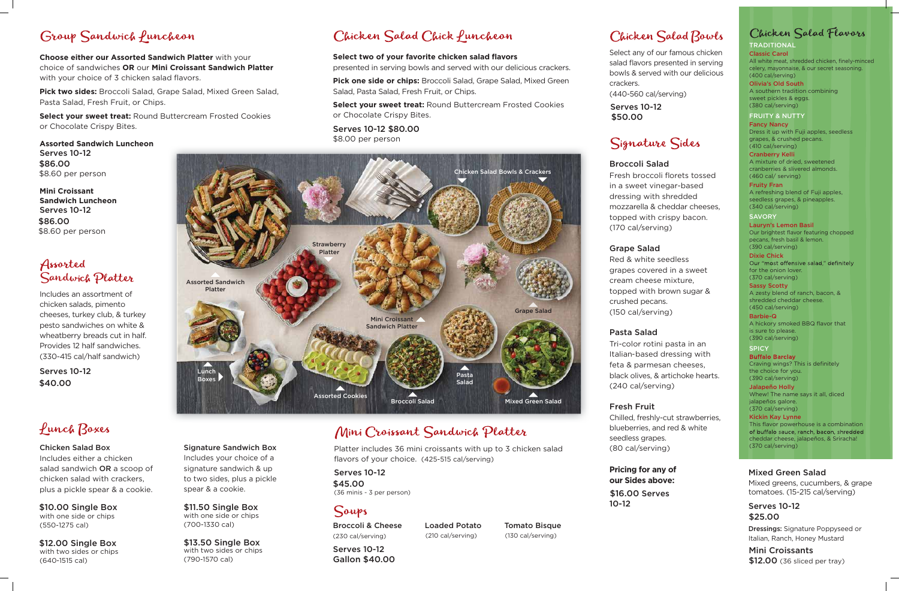## Group Sandwich Luncheon

**Choose either our Assorted Sandwich Platter** with your choice of sandwiches **OR** our **Mini Croissant Sandwich Platter** with your choice of 3 chicken salad flavors.

**Pick two sides:** Broccoli Salad, Grape Salad, Mixed Green Salad, Pasta Salad, Fresh Fruit, or Chips.

**Select your sweet treat:** Round Buttercream Frosted Cookies or Chocolate Crispy Bites.

**Assorted Sandwich Luncheon**
Serves 10-12
$86.00
$8.60 per person

**Mini Croissant Sandwich Luncheon**
Serves 10-12
$86.00
$8.60 per person

## Assorted Sandwich Platter

Includes an assortment of chicken salads, pimento cheeses, turkey club, & turkey pesto sandwiches on white & wheatberry breads cut in half. Provides 12 half sandwiches. (330-415 cal/half sandwich)

Serves 10-12
$40.00

## Lunch Boxes

**Chicken Salad Box**
Includes either a chicken salad sandwich **OR** a scoop of chicken salad with crackers, plus a pickle spear & a cookie.

**$10.00 Single Box** with one side or chips (550-1275 cal)

**$12.00 Single Box** with two sides or chips (640-1515 cal)

**Signature Sandwich Box**
Includes your choice of a signature sandwich & up to two sides, plus a pickle spear & a cookie.

**$11.50 Single Box** with one side or chips (700-1330 cal)

**$13.50 Single Box** with two sides or chips (790-1570 cal)

## Chicken Salad Chick Luncheon

**Select two of your favorite chicken salad flavors** presented in serving bowls and served with our delicious crackers.

**Pick one side or chips:** Broccoli Salad, Grape Salad, Mixed Green Salad, Pasta Salad, Fresh Fruit, or Chips.

**Select your sweet treat:** Round Buttercream Frosted Cookies or Chocolate Crispy Bites.

Serves 10-12 $80.00
$8.00 per person

Chicken Salad Bowls & Crackers
Strawberry Platter
Assorted Sandwich Platter
Grape Salad
Mini Croissant Sandwich Platter
Lunch Boxes
Pasta Salad
Assorted Cookies
Broccoli Salad
Mixed Green Salad

## Mini Croissant Sandwich Platter

Platter includes 36 mini croissants with up to 3 chicken salad flavors of your choice. (425-515 cal/serving)

Serves 10-12
$45.00
(36 minis - 3 per person)

## Soups

**Broccoli & Cheese** (230 cal/serving)

**Loaded Potato** (210 cal/serving)

**Tomato Bisque** (130 cal/serving)

Serves 10-12
Gallon $40.00

## Chicken Salad Bowls

Select any of our famous chicken salad flavors presented in serving bowls & served with our delicious crackers.
(440-560 cal/serving)

Serves 10-12
$50.00

## Signature Sides

**Broccoli Salad**
Fresh broccoli florets tossed in a sweet vinegar-based dressing with shredded mozzarella & cheddar cheeses, topped with crispy bacon. (170 cal/serving)

**Grape Salad**
Red & white seedless grapes covered in a sweet cream cheese mixture, topped with brown sugar & crushed pecans. (150 cal/serving)

**Pasta Salad**
Tri-color rotini pasta in an Italian-based dressing with feta & parmesan cheeses, black olives, & artichoke hearts. (240 cal/serving)

**Fresh Fruit**
Chilled, freshly-cut strawberries, blueberries, and red & white seedless grapes. (80 cal/serving)

**Pricing for any of our Sides above:**
$16.00 Serves 10-12

## Chicken Salad Flavors

### TRADITIONAL

**Classic Carol**
All white meat, shredded chicken, finely-minced celery, mayonnaise, & our secret seasoning. (400 cal/serving)

**Olivia's Old South**
A southern tradition combining sweet pickles & eggs. (380 cal/serving)

### FRUITY & NUTTY

**Fancy Nancy**
Dress it up with Fuji apples, seedless grapes, & crushed pecans. (410 cal/serving)

**Cranberry Kelli**
A mixture of dried, sweetened cranberries & slivered almonds. (460 cal/ serving)

**Fruity Fran**
A refreshing blend of Fuji apples, seedless grapes, & pineapples. (340 cal/serving)

### SAVORY

**Lauryn's Lemon Basil**
Our brightest flavor featuring chopped pecans, fresh basil & lemon. (390 cal/serving)

**Dixie Chick**
Our "most offensive salad," definitely for the onion lover. (370 cal/serving)

**Sassy Scotty**
A zesty blend of ranch, bacon, & shredded cheddar cheese. (450 cal/serving)

**Barbie-Q**
A hickory smoked BBQ flavor that is sure to please. (390 cal/serving)

### SPICY

**Buffalo Barclay**
Craving wings? This is definitely the choice for you. (390 cal/serving)

**Jalapeño Holly**
Whew! The name says it all, diced jalapeños galore. (370 cal/serving)

**Kickin Kay Lynne**
This flavor powerhouse is a combination of buffalo sauce, ranch, bacon, shredded cheddar cheese, jalapeños, & Sriracha! (370 cal/serving)

**Mixed Green Salad**
Mixed greens, cucumbers, & grape tomatoes. (15-215 cal/serving)

Serves 10-12
$25.00

**Dressings:** Signature Poppyseed or Italian, Ranch, Honey Mustard

**Mini Croissants**
$12.00 (36 sliced per tray)